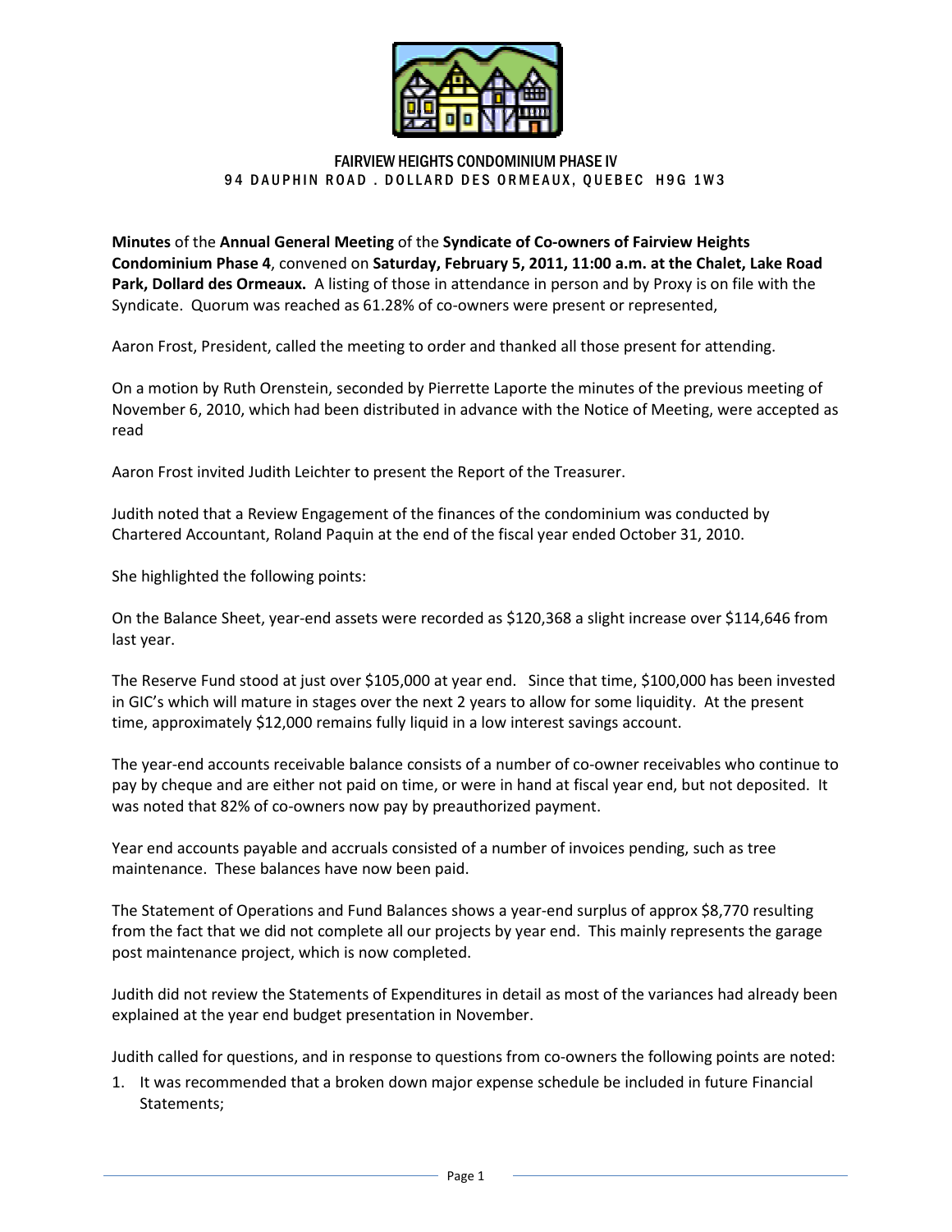FAIRVIEW HEIGHTS CONDOMINIUM PHASE IV
94 DAUPHIN ROAD . DOLLARD DES ORMEAUX, QUEBEC H9G 1W3

**Minutes** of the **Annual General Meeting** of the **Syndicate of Co-owners of Fairview Heights Condominium Phase 4**, convened on **Saturday, February 5, 2011, 11:00 a.m. at the Chalet, Lake Road Park, Dollard des Ormeaux.** A listing of those in attendance in person and by Proxy is on file with the Syndicate. Quorum was reached as 61.28% of co-owners were present or represented,

Aaron Frost, President, called the meeting to order and thanked all those present for attending.

On a motion by Ruth Orenstein, seconded by Pierrette Laporte the minutes of the previous meeting of November 6, 2010, which had been distributed in advance with the Notice of Meeting, were accepted as read

Aaron Frost invited Judith Leichter to present the Report of the Treasurer.

Judith noted that a Review Engagement of the finances of the condominium was conducted by Chartered Accountant, Roland Paquin at the end of the fiscal year ended October 31, 2010.

She highlighted the following points:

On the Balance Sheet, year-end assets were recorded as $120,368 a slight increase over $114,646 from last year.

The Reserve Fund stood at just over $105,000 at year end. Since that time, $100,000 has been invested in GIC's which will mature in stages over the next 2 years to allow for some liquidity. At the present time, approximately $12,000 remains fully liquid in a low interest savings account.

The year-end accounts receivable balance consists of a number of co-owner receivables who continue to pay by cheque and are either not paid on time, or were in hand at fiscal year end, but not deposited. It was noted that 82% of co-owners now pay by preauthorized payment.

Year end accounts payable and accruals consisted of a number of invoices pending, such as tree maintenance. These balances have now been paid.

The Statement of Operations and Fund Balances shows a year-end surplus of approx $8,770 resulting from the fact that we did not complete all our projects by year end. This mainly represents the garage post maintenance project, which is now completed.

Judith did not review the Statements of Expenditures in detail as most of the variances had already been explained at the year end budget presentation in November.

Judith called for questions, and in response to questions from co-owners the following points are noted:

1. It was recommended that a broken down major expense schedule be included in future Financial Statements;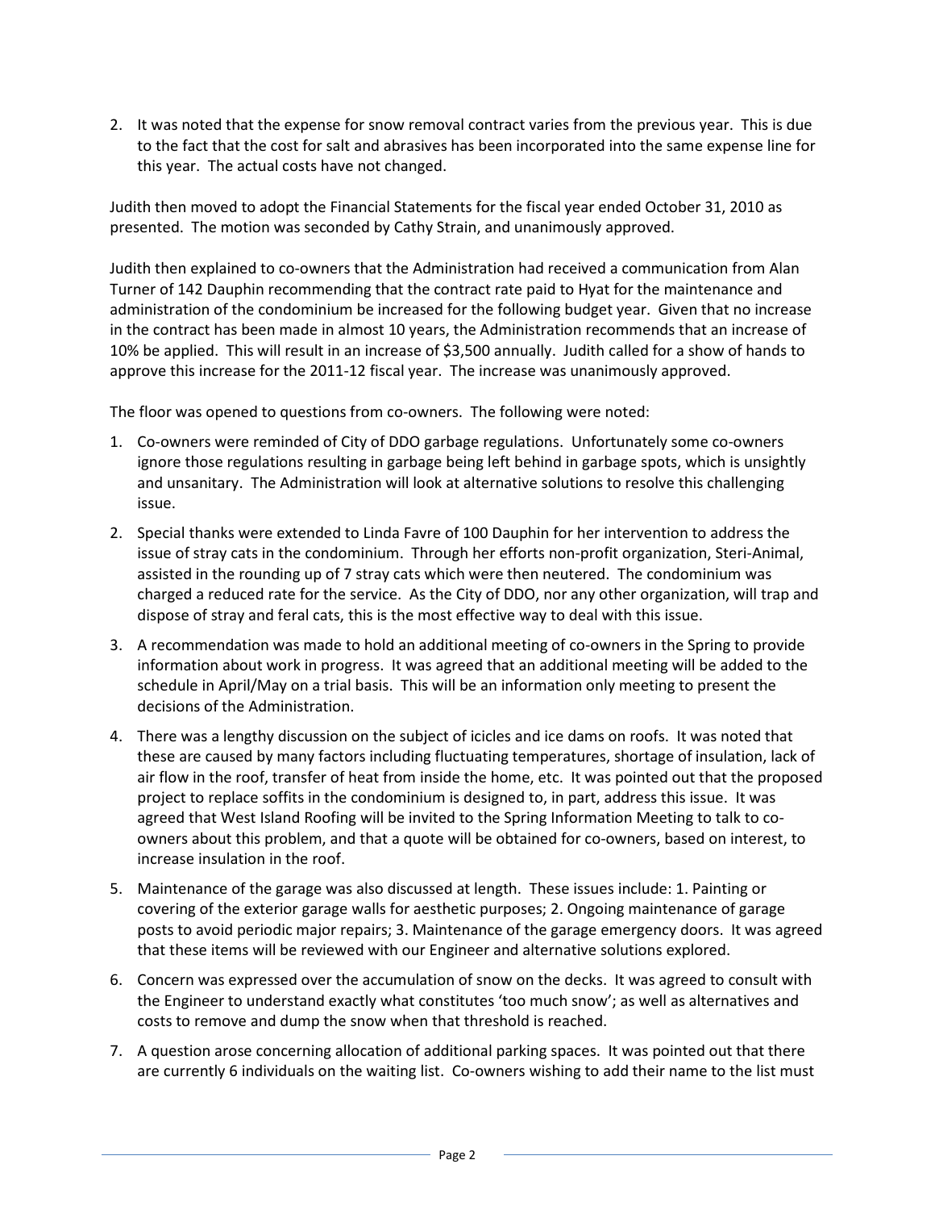2. It was noted that the expense for snow removal contract varies from the previous year. This is due to the fact that the cost for salt and abrasives has been incorporated into the same expense line for this year. The actual costs have not changed.

Judith then moved to adopt the Financial Statements for the fiscal year ended October 31, 2010 as presented. The motion was seconded by Cathy Strain, and unanimously approved.

Judith then explained to co-owners that the Administration had received a communication from Alan Turner of 142 Dauphin recommending that the contract rate paid to Hyat for the maintenance and administration of the condominium be increased for the following budget year. Given that no increase in the contract has been made in almost 10 years, the Administration recommends that an increase of 10% be applied. This will result in an increase of $3,500 annually. Judith called for a show of hands to approve this increase for the 2011-12 fiscal year. The increase was unanimously approved.

The floor was opened to questions from co-owners. The following were noted:

1. Co-owners were reminded of City of DDO garbage regulations. Unfortunately some co-owners ignore those regulations resulting in garbage being left behind in garbage spots, which is unsightly and unsanitary. The Administration will look at alternative solutions to resolve this challenging issue.
2. Special thanks were extended to Linda Favre of 100 Dauphin for her intervention to address the issue of stray cats in the condominium. Through her efforts non-profit organization, Steri-Animal, assisted in the rounding up of 7 stray cats which were then neutered. The condominium was charged a reduced rate for the service. As the City of DDO, nor any other organization, will trap and dispose of stray and feral cats, this is the most effective way to deal with this issue.
3. A recommendation was made to hold an additional meeting of co-owners in the Spring to provide information about work in progress. It was agreed that an additional meeting will be added to the schedule in April/May on a trial basis. This will be an information only meeting to present the decisions of the Administration.
4. There was a lengthy discussion on the subject of icicles and ice dams on roofs. It was noted that these are caused by many factors including fluctuating temperatures, shortage of insulation, lack of air flow in the roof, transfer of heat from inside the home, etc. It was pointed out that the proposed project to replace soffits in the condominium is designed to, in part, address this issue. It was agreed that West Island Roofing will be invited to the Spring Information Meeting to talk to co-owners about this problem, and that a quote will be obtained for co-owners, based on interest, to increase insulation in the roof.
5. Maintenance of the garage was also discussed at length. These issues include: 1. Painting or covering of the exterior garage walls for aesthetic purposes; 2. Ongoing maintenance of garage posts to avoid periodic major repairs; 3. Maintenance of the garage emergency doors. It was agreed that these items will be reviewed with our Engineer and alternative solutions explored.
6. Concern was expressed over the accumulation of snow on the decks. It was agreed to consult with the Engineer to understand exactly what constitutes 'too much snow'; as well as alternatives and costs to remove and dump the snow when that threshold is reached.
7. A question arose concerning allocation of additional parking spaces. It was pointed out that there are currently 6 individuals on the waiting list. Co-owners wishing to add their name to the list must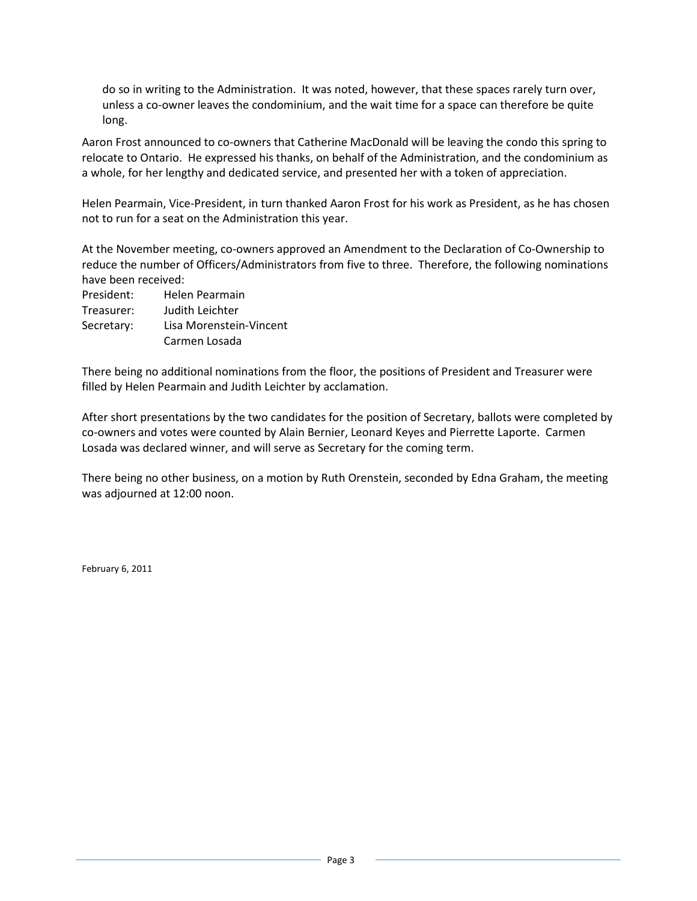do so in writing to the Administration. It was noted, however, that these spaces rarely turn over, unless a co-owner leaves the condominium, and the wait time for a space can therefore be quite long.

Aaron Frost announced to co-owners that Catherine MacDonald will be leaving the condo this spring to relocate to Ontario. He expressed his thanks, on behalf of the Administration, and the condominium as a whole, for her lengthy and dedicated service, and presented her with a token of appreciation.

Helen Pearmain, Vice-President, in turn thanked Aaron Frost for his work as President, as he has chosen not to run for a seat on the Administration this year.

At the November meeting, co-owners approved an Amendment to the Declaration of Co-Ownership to reduce the number of Officers/Administrators from five to three. Therefore, the following nominations have been received:

President: Helen Pearmain
Treasurer: Judith Leichter
Secretary: Lisa Morenstein-Vincent
Carmen Losada

There being no additional nominations from the floor, the positions of President and Treasurer were filled by Helen Pearmain and Judith Leichter by acclamation.

After short presentations by the two candidates for the position of Secretary, ballots were completed by co-owners and votes were counted by Alain Bernier, Leonard Keyes and Pierrette Laporte. Carmen Losada was declared winner, and will serve as Secretary for the coming term.

There being no other business, on a motion by Ruth Orenstein, seconded by Edna Graham, the meeting was adjourned at 12:00 noon.

February 6, 2011